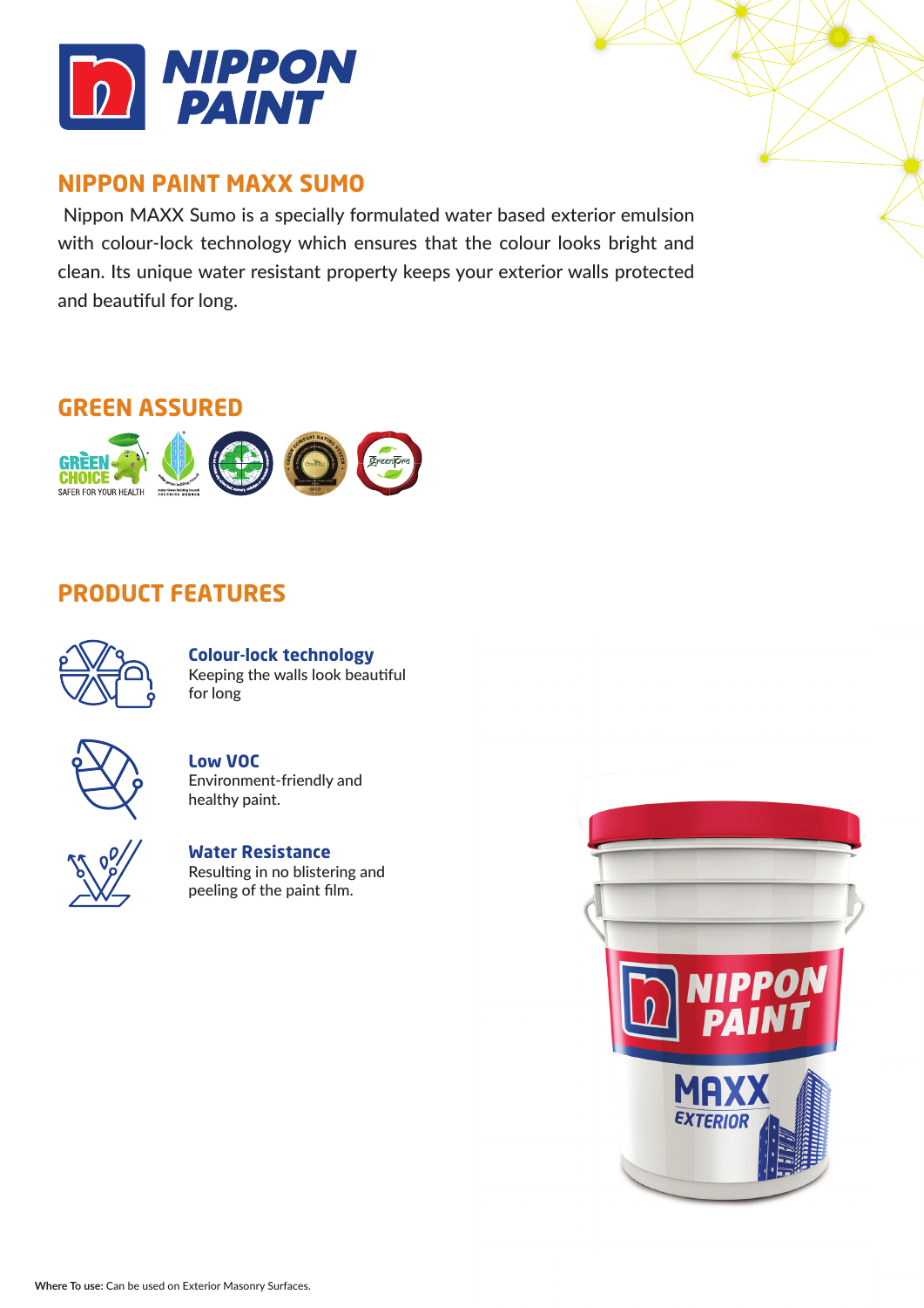# NIPPON PAINT

## NIPPON PAINT MAXX SUMO

Nippon MAXX Sumo is a specially formulated water based exterior emulsion with colour-lock technology which ensures that the colour looks bright and clean. Its unique water resistant property keeps your exterior walls protected and beautiful for long.

## GREEN ASSURED

## PRODUCT FEATURES

**Colour-lock technology**
Keeping the walls look beautiful for long

**Low VOC**
Environment-friendly and healthy paint.

**Water Resistance**
Resulting in no blistering and peeling of the paint film.

**Where To use:** Can be used on Exterior Masonry Surfaces.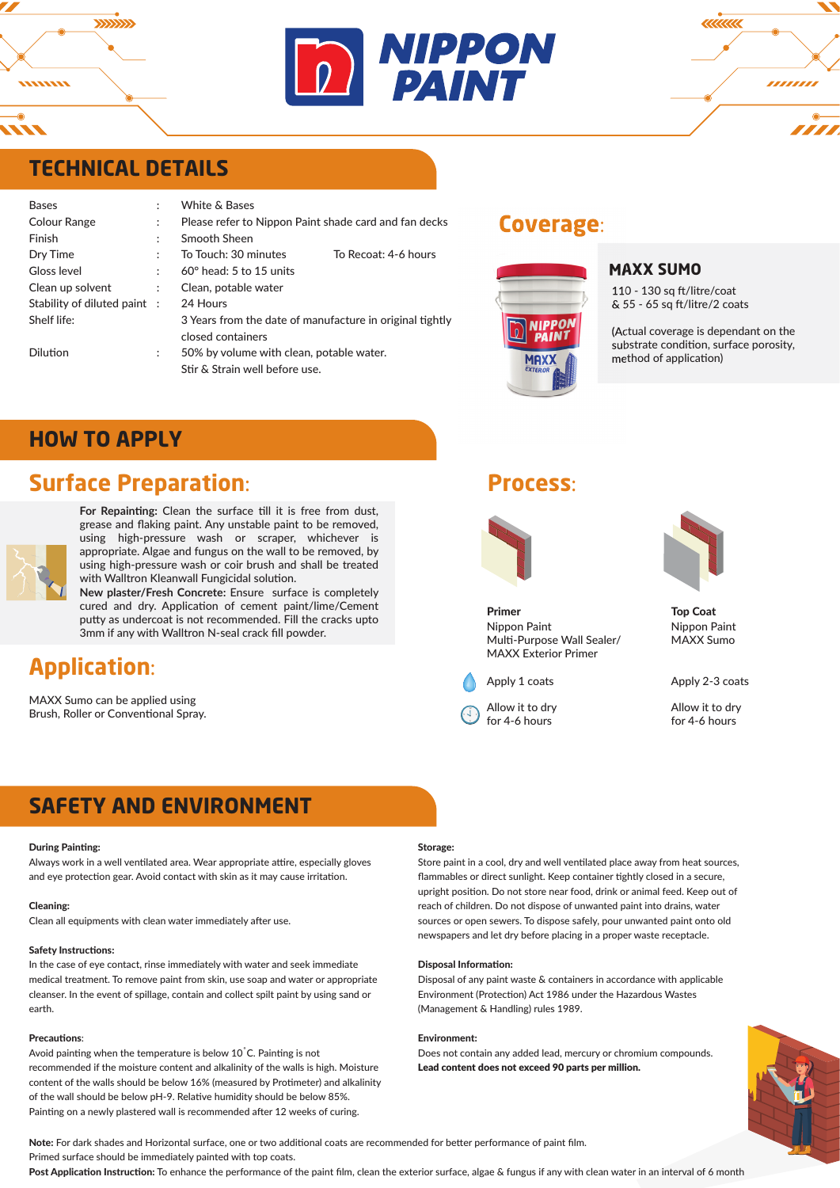## TECHNICAL DETAILS

| | | |
|---|---|---|
| Bases | : | White & Bases |
| Colour Range | : | Please refer to Nippon Paint shade card and fan decks |
| Finish | : | Smooth Sheen |
| Dry Time | : | To Touch: 30 minutes To Recoat: 4-6 hours |
| Gloss level | : | 60° head: 5 to 15 units |
| Clean up solvent | : | Clean, potable water |
| Stability of diluted paint | : | 24 Hours |
| Shelf life: | | 3 Years from the date of manufacture in original tightly closed containers |
| Dilution | : | 50% by volume with clean, potable water. Stir & Strain well before use. |

## Coverage:

### MAXX SUMO

110 - 130 sq ft/litre/coat & 55 - 65 sq ft/litre/2 coats

(Actual coverage is dependant on the substrate condition, surface porosity, method of application)

## HOW TO APPLY

### Surface Preparation:

**For Repainting:** Clean the surface till it is free from dust, grease and flaking paint. Any unstable paint to be removed, using high-pressure wash or scraper, whichever is appropriate. Algae and fungus on the wall to be removed, by using high-pressure wash or coir brush and shall be treated with Walltron Kleanwall Fungicidal solution.
**New plaster/Fresh Concrete:** Ensure surface is completely cured and dry. Application of cement paint/lime/Cement putty as undercoat is not recommended. Fill the cracks upto 3mm if any with Walltron N-seal crack fill powder.

### Application:

MAXX Sumo can be applied using Brush, Roller or Conventional Spray.

### Process:

| | Primer | Top Coat |
|---|---|---|
| | Nippon Paint Multi-Purpose Wall Sealer/ MAXX Exterior Primer | Nippon Paint MAXX Sumo |
| | Apply 1 coats | Apply 2-3 coats |
| | Allow it to dry for 4-6 hours | Allow it to dry for 4-6 hours |

## SAFETY AND ENVIRONMENT

**During Painting:**
Always work in a well ventilated area. Wear appropriate attire, especially gloves and eye protection gear. Avoid contact with skin as it may cause irritation.

**Cleaning:**
Clean all equipments with clean water immediately after use.

**Safety Instructions:**
In the case of eye contact, rinse immediately with water and seek immediate medical treatment. To remove paint from skin, use soap and water or appropriate cleanser. In the event of spillage, contain and collect spilt paint by using sand or earth.

**Precautions:**
Avoid painting when the temperature is below 10°C. Painting is not recommended if the moisture content and alkalinity of the walls is high. Moisture content of the walls should be below 16% (measured by Protimeter) and alkalinity of the wall should be below pH-9. Relative humidity should be below 85%. Painting on a newly plastered wall is recommended after 12 weeks of curing.

**Storage:**
Store paint in a cool, dry and well ventilated place away from heat sources, flammables or direct sunlight. Keep container tightly closed in a secure, upright position. Do not store near food, drink or animal feed. Keep out of reach of children. Do not dispose of unwanted paint into drains, water sources or open sewers. To dispose safely, pour unwanted paint onto old newspapers and let dry before placing in a proper waste receptacle.

**Disposal Information:**
Disposal of any paint waste & containers in accordance with applicable Environment (Protection) Act 1986 under the Hazardous Wastes (Management & Handling) rules 1989.

**Environment:**
Does not contain any added lead, mercury or chromium compounds.
**Lead content does not exceed 90 parts per million.**

**Note:** For dark shades and Horizontal surface, one or two additional coats are recommended for better performance of paint film.
Primed surface should be immediately painted with top coats.
**Post Application Instruction:** To enhance the performance of the paint film, clean the exterior surface, algae & fungus if any with clean water in an interval of 6 month